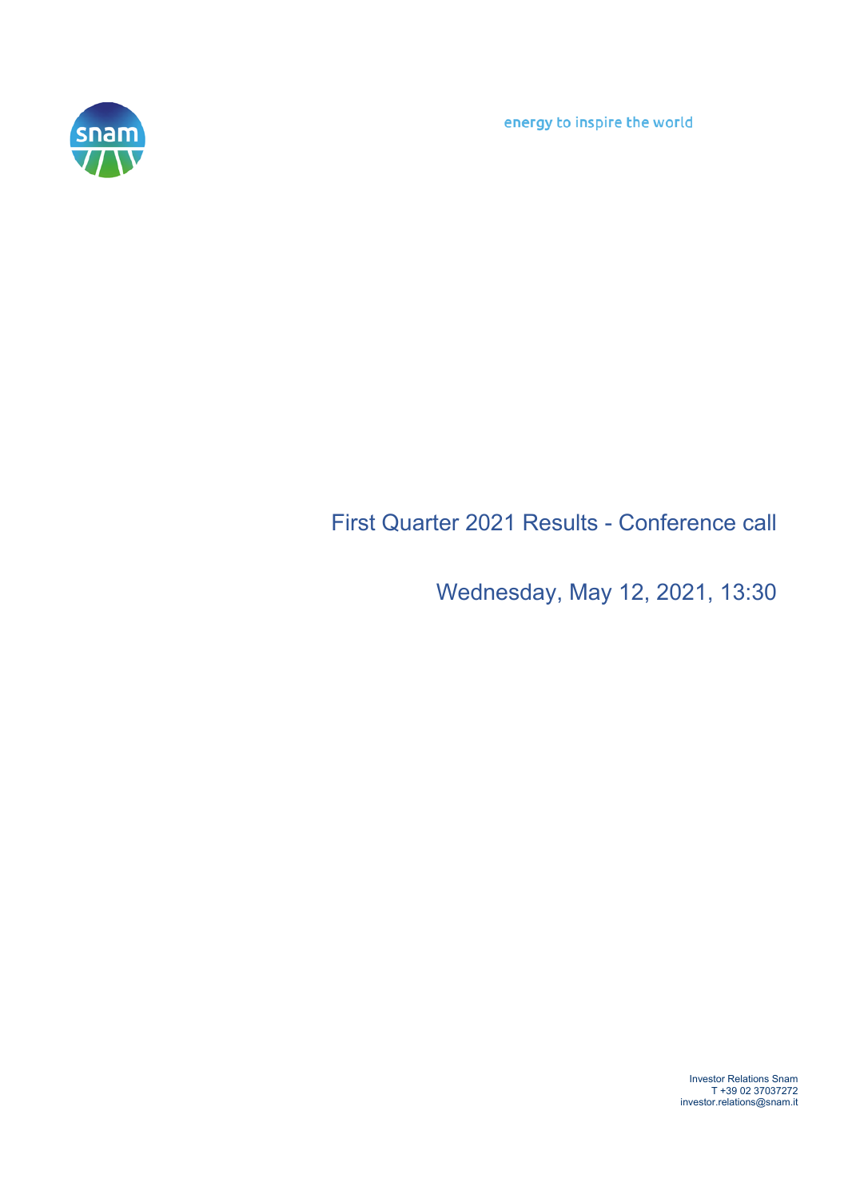energy to inspire the world

# First Quarter 2021 Results - Conference call

Wednesday, May 12, 2021, 13:30

Investor Relations Snam
T +39 02 37037272
investor.relations@snam.it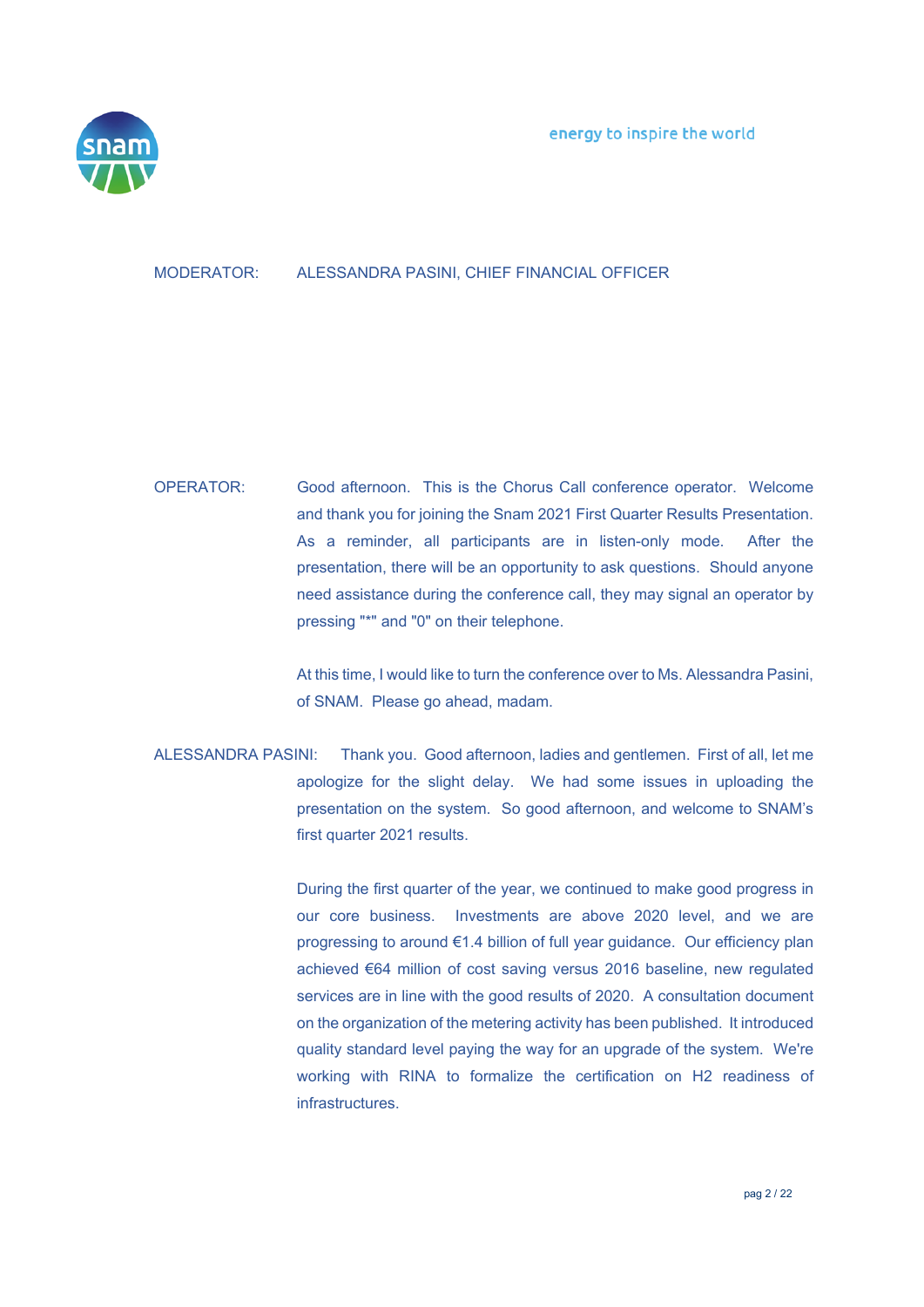MODERATOR: ALESSANDRA PASINI, CHIEF FINANCIAL OFFICER

OPERATOR: Good afternoon. This is the Chorus Call conference operator. Welcome and thank you for joining the Snam 2021 First Quarter Results Presentation. As a reminder, all participants are in listen-only mode. After the presentation, there will be an opportunity to ask questions. Should anyone need assistance during the conference call, they may signal an operator by pressing "*" and "0" on their telephone.

At this time, I would like to turn the conference over to Ms. Alessandra Pasini, of SNAM. Please go ahead, madam.

ALESSANDRA PASINI: Thank you. Good afternoon, ladies and gentlemen. First of all, let me apologize for the slight delay. We had some issues in uploading the presentation on the system. So good afternoon, and welcome to SNAM's first quarter 2021 results.

During the first quarter of the year, we continued to make good progress in our core business. Investments are above 2020 level, and we are progressing to around €1.4 billion of full year guidance. Our efficiency plan achieved €64 million of cost saving versus 2016 baseline, new regulated services are in line with the good results of 2020. A consultation document on the organization of the metering activity has been published. It introduced quality standard level paying the way for an upgrade of the system. We're working with RINA to formalize the certification on H2 readiness of infrastructures.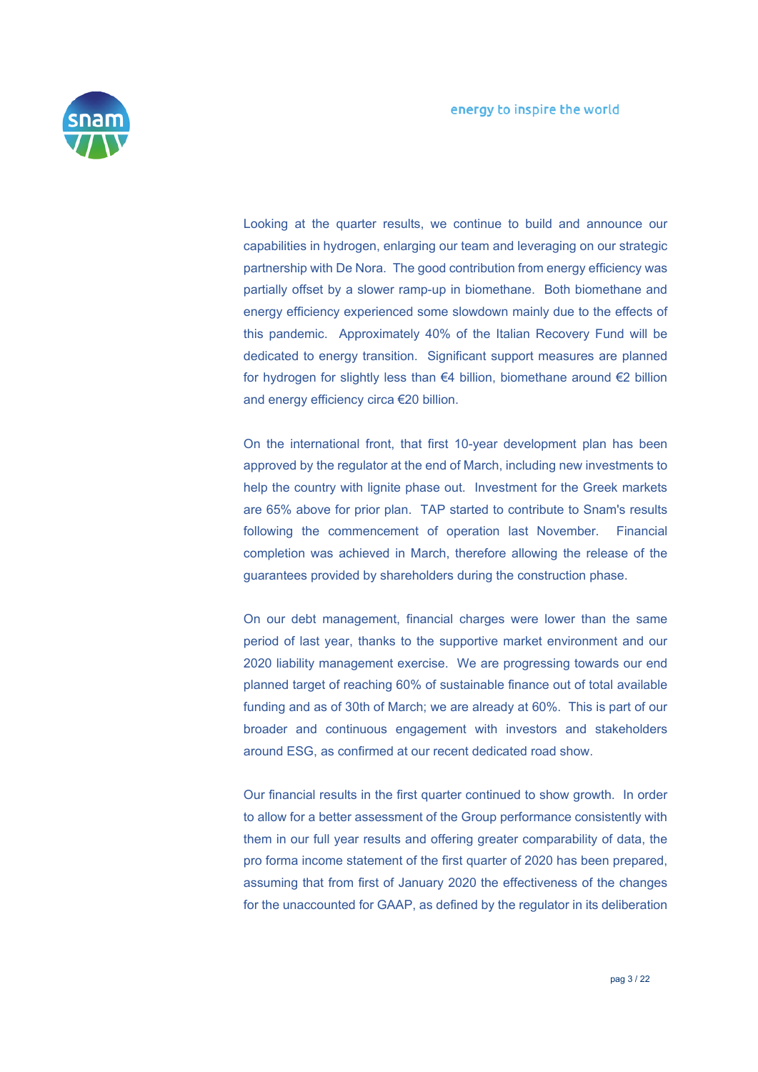Looking at the quarter results, we continue to build and announce our capabilities in hydrogen, enlarging our team and leveraging on our strategic partnership with De Nora. The good contribution from energy efficiency was partially offset by a slower ramp-up in biomethane. Both biomethane and energy efficiency experienced some slowdown mainly due to the effects of this pandemic. Approximately 40% of the Italian Recovery Fund will be dedicated to energy transition. Significant support measures are planned for hydrogen for slightly less than €4 billion, biomethane around €2 billion and energy efficiency circa €20 billion.

On the international front, that first 10-year development plan has been approved by the regulator at the end of March, including new investments to help the country with lignite phase out. Investment for the Greek markets are 65% above for prior plan. TAP started to contribute to Snam's results following the commencement of operation last November. Financial completion was achieved in March, therefore allowing the release of the guarantees provided by shareholders during the construction phase.

On our debt management, financial charges were lower than the same period of last year, thanks to the supportive market environment and our 2020 liability management exercise. We are progressing towards our end planned target of reaching 60% of sustainable finance out of total available funding and as of 30th of March; we are already at 60%. This is part of our broader and continuous engagement with investors and stakeholders around ESG, as confirmed at our recent dedicated road show.

Our financial results in the first quarter continued to show growth. In order to allow for a better assessment of the Group performance consistently with them in our full year results and offering greater comparability of data, the pro forma income statement of the first quarter of 2020 has been prepared, assuming that from first of January 2020 the effectiveness of the changes for the unaccounted for GAAP, as defined by the regulator in its deliberation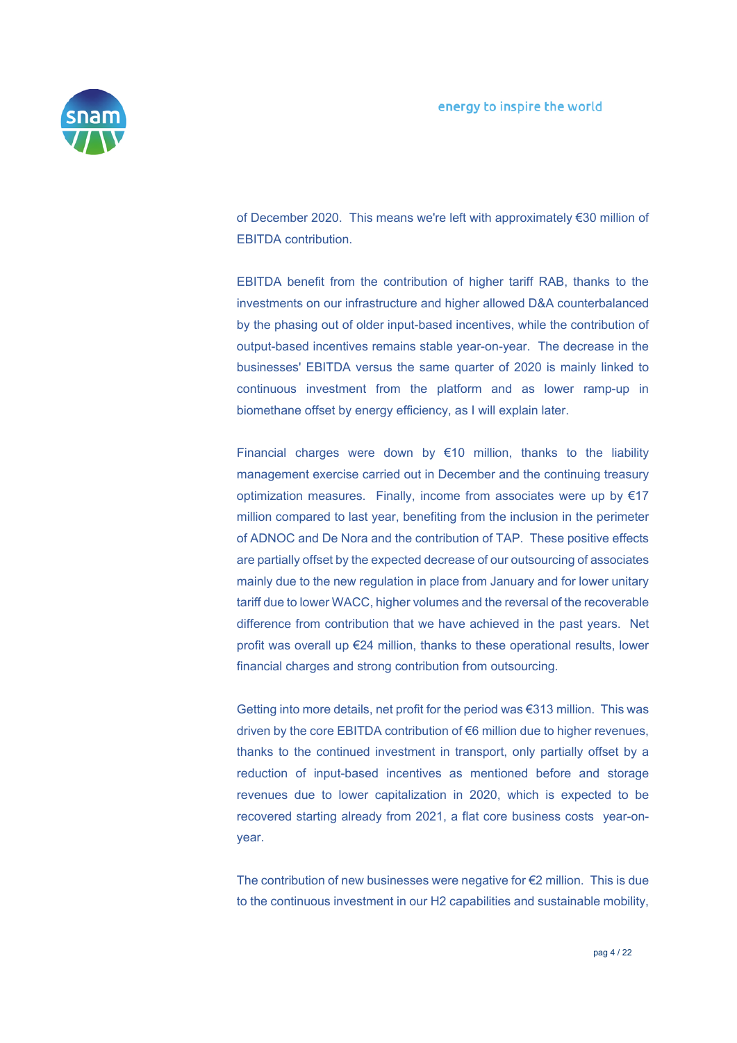of December 2020. This means we're left with approximately €30 million of EBITDA contribution.

EBITDA benefit from the contribution of higher tariff RAB, thanks to the investments on our infrastructure and higher allowed D&A counterbalanced by the phasing out of older input-based incentives, while the contribution of output-based incentives remains stable year-on-year. The decrease in the businesses' EBITDA versus the same quarter of 2020 is mainly linked to continuous investment from the platform and as lower ramp-up in biomethane offset by energy efficiency, as I will explain later.

Financial charges were down by €10 million, thanks to the liability management exercise carried out in December and the continuing treasury optimization measures. Finally, income from associates were up by €17 million compared to last year, benefiting from the inclusion in the perimeter of ADNOC and De Nora and the contribution of TAP. These positive effects are partially offset by the expected decrease of our outsourcing of associates mainly due to the new regulation in place from January and for lower unitary tariff due to lower WACC, higher volumes and the reversal of the recoverable difference from contribution that we have achieved in the past years. Net profit was overall up €24 million, thanks to these operational results, lower financial charges and strong contribution from outsourcing.

Getting into more details, net profit for the period was €313 million. This was driven by the core EBITDA contribution of €6 million due to higher revenues, thanks to the continued investment in transport, only partially offset by a reduction of input-based incentives as mentioned before and storage revenues due to lower capitalization in 2020, which is expected to be recovered starting already from 2021, a flat core business costs year-on-year.

The contribution of new businesses were negative for €2 million. This is due to the continuous investment in our H2 capabilities and sustainable mobility,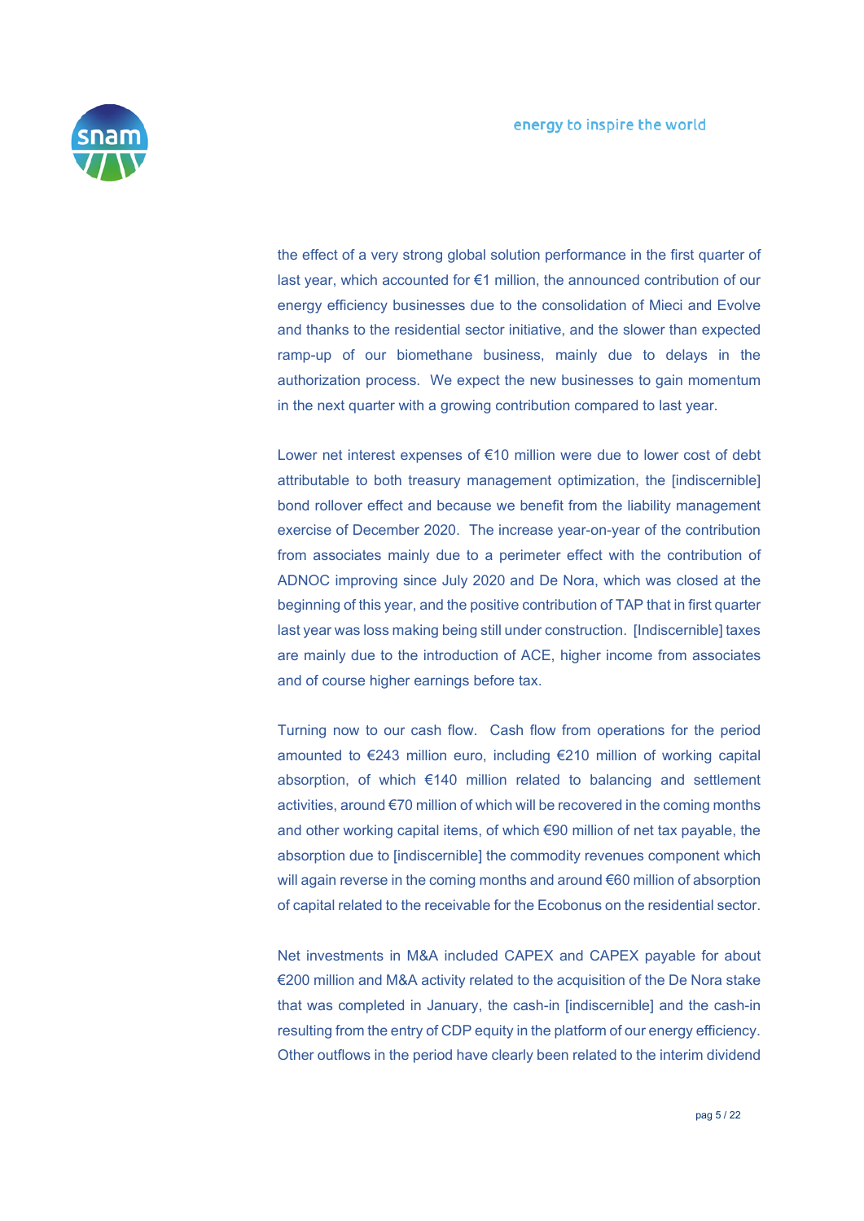the effect of a very strong global solution performance in the first quarter of last year, which accounted for €1 million, the announced contribution of our energy efficiency businesses due to the consolidation of Mieci and Evolve and thanks to the residential sector initiative, and the slower than expected ramp-up of our biomethane business, mainly due to delays in the authorization process. We expect the new businesses to gain momentum in the next quarter with a growing contribution compared to last year.

Lower net interest expenses of €10 million were due to lower cost of debt attributable to both treasury management optimization, the [indiscernible] bond rollover effect and because we benefit from the liability management exercise of December 2020. The increase year-on-year of the contribution from associates mainly due to a perimeter effect with the contribution of ADNOC improving since July 2020 and De Nora, which was closed at the beginning of this year, and the positive contribution of TAP that in first quarter last year was loss making being still under construction. [Indiscernible] taxes are mainly due to the introduction of ACE, higher income from associates and of course higher earnings before tax.

Turning now to our cash flow. Cash flow from operations for the period amounted to €243 million euro, including €210 million of working capital absorption, of which €140 million related to balancing and settlement activities, around €70 million of which will be recovered in the coming months and other working capital items, of which €90 million of net tax payable, the absorption due to [indiscernible] the commodity revenues component which will again reverse in the coming months and around €60 million of absorption of capital related to the receivable for the Ecobonus on the residential sector.

Net investments in M&A included CAPEX and CAPEX payable for about €200 million and M&A activity related to the acquisition of the De Nora stake that was completed in January, the cash-in [indiscernible] and the cash-in resulting from the entry of CDP equity in the platform of our energy efficiency. Other outflows in the period have clearly been related to the interim dividend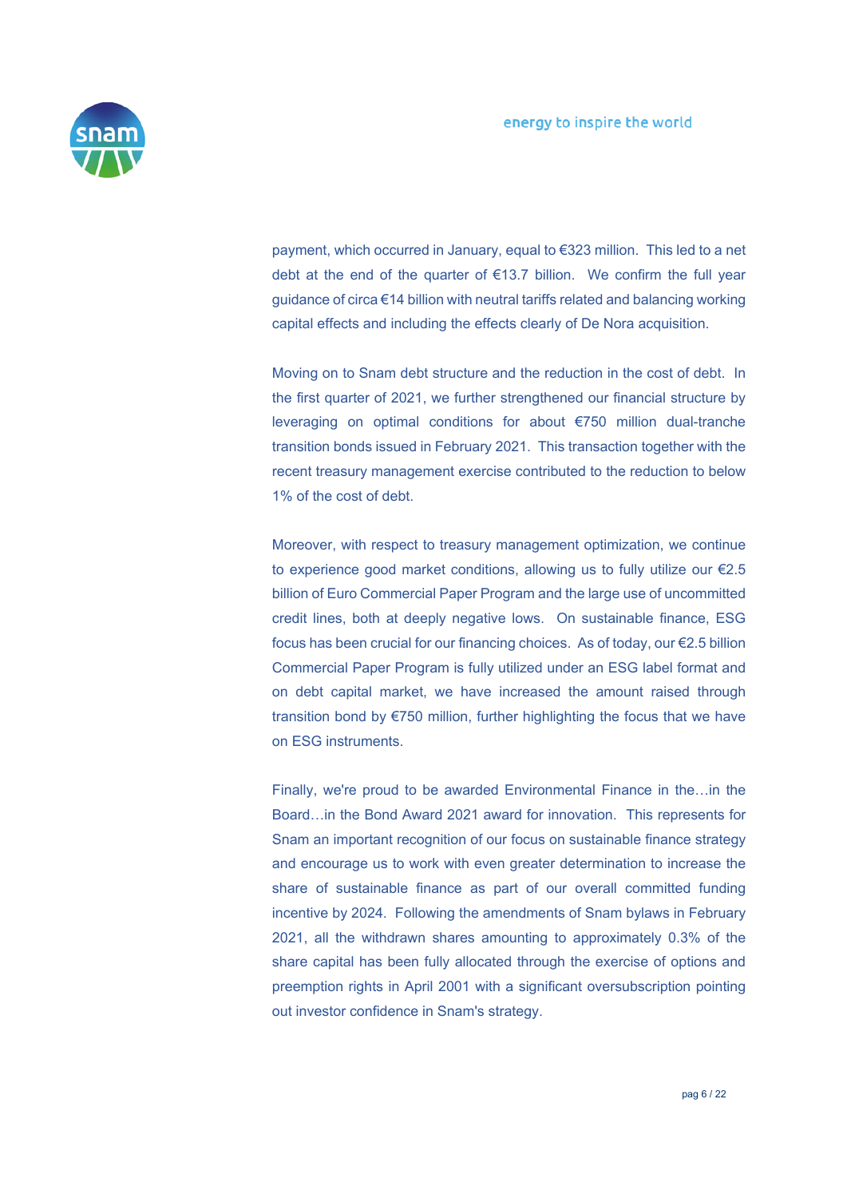payment, which occurred in January, equal to €323 million. This led to a net debt at the end of the quarter of €13.7 billion. We confirm the full year guidance of circa €14 billion with neutral tariffs related and balancing working capital effects and including the effects clearly of De Nora acquisition.

Moving on to Snam debt structure and the reduction in the cost of debt. In the first quarter of 2021, we further strengthened our financial structure by leveraging on optimal conditions for about €750 million dual-tranche transition bonds issued in February 2021. This transaction together with the recent treasury management exercise contributed to the reduction to below 1% of the cost of debt.

Moreover, with respect to treasury management optimization, we continue to experience good market conditions, allowing us to fully utilize our €2.5 billion of Euro Commercial Paper Program and the large use of uncommitted credit lines, both at deeply negative lows. On sustainable finance, ESG focus has been crucial for our financing choices. As of today, our €2.5 billion Commercial Paper Program is fully utilized under an ESG label format and on debt capital market, we have increased the amount raised through transition bond by €750 million, further highlighting the focus that we have on ESG instruments.

Finally, we're proud to be awarded Environmental Finance in the…in the Board…in the Bond Award 2021 award for innovation. This represents for Snam an important recognition of our focus on sustainable finance strategy and encourage us to work with even greater determination to increase the share of sustainable finance as part of our overall committed funding incentive by 2024. Following the amendments of Snam bylaws in February 2021, all the withdrawn shares amounting to approximately 0.3% of the share capital has been fully allocated through the exercise of options and preemption rights in April 2001 with a significant oversubscription pointing out investor confidence in Snam's strategy.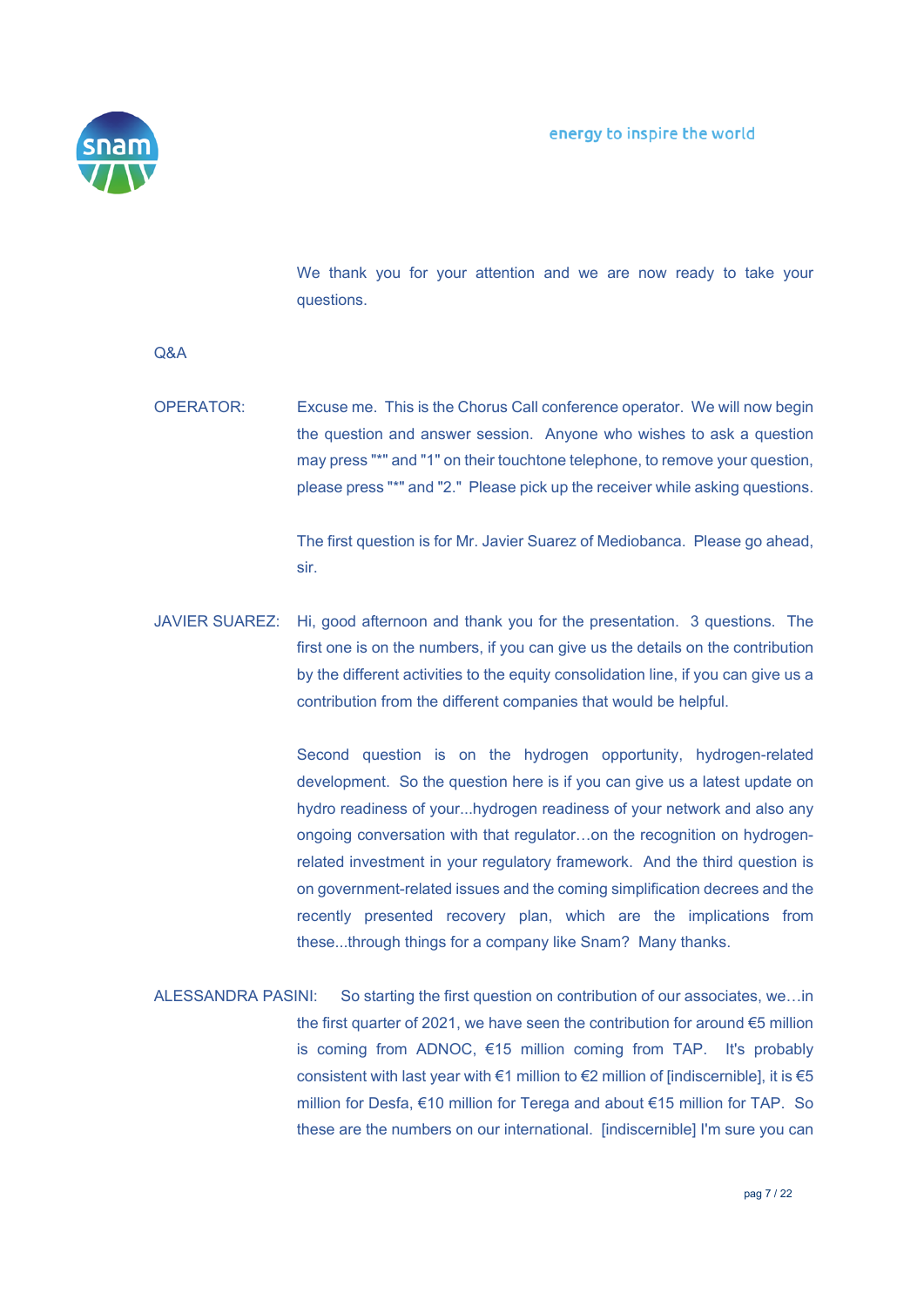We thank you for your attention and we are now ready to take your questions.

Q&A

OPERATOR: Excuse me. This is the Chorus Call conference operator. We will now begin the question and answer session. Anyone who wishes to ask a question may press "*" and "1" on their touchtone telephone, to remove your question, please press "*" and "2." Please pick up the receiver while asking questions.

The first question is for Mr. Javier Suarez of Mediobanca. Please go ahead, sir.

JAVIER SUAREZ: Hi, good afternoon and thank you for the presentation. 3 questions. The first one is on the numbers, if you can give us the details on the contribution by the different activities to the equity consolidation line, if you can give us a contribution from the different companies that would be helpful.

Second question is on the hydrogen opportunity, hydrogen-related development. So the question here is if you can give us a latest update on hydro readiness of your...hydrogen readiness of your network and also any ongoing conversation with that regulator…on the recognition on hydrogen-related investment in your regulatory framework. And the third question is on government-related issues and the coming simplification decrees and the recently presented recovery plan, which are the implications from these...through things for a company like Snam? Many thanks.

ALESSANDRA PASINI: So starting the first question on contribution of our associates, we…in the first quarter of 2021, we have seen the contribution for around €5 million is coming from ADNOC, €15 million coming from TAP. It's probably consistent with last year with €1 million to €2 million of [indiscernible], it is €5 million for Desfa, €10 million for Terega and about €15 million for TAP. So these are the numbers on our international. [indiscernible] I'm sure you can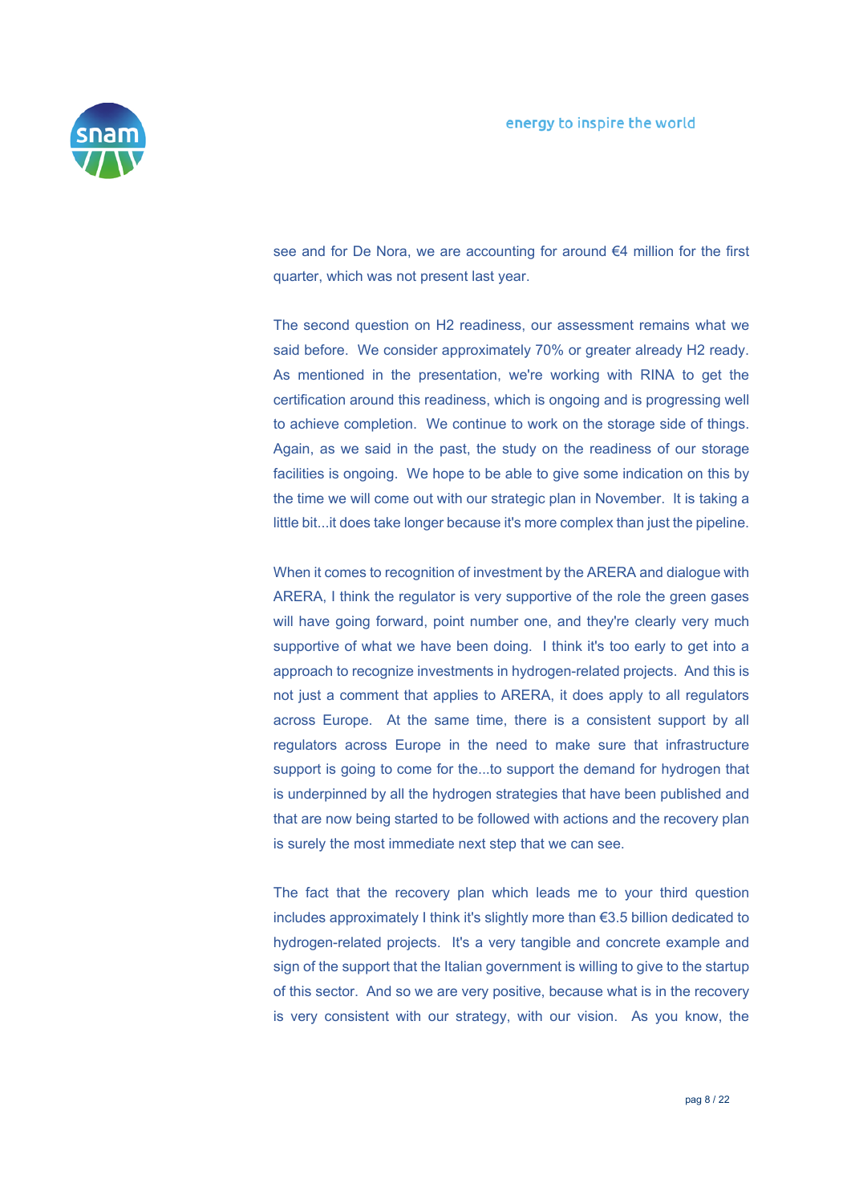see and for De Nora, we are accounting for around €4 million for the first quarter, which was not present last year.

The second question on H2 readiness, our assessment remains what we said before. We consider approximately 70% or greater already H2 ready. As mentioned in the presentation, we're working with RINA to get the certification around this readiness, which is ongoing and is progressing well to achieve completion. We continue to work on the storage side of things. Again, as we said in the past, the study on the readiness of our storage facilities is ongoing. We hope to be able to give some indication on this by the time we will come out with our strategic plan in November. It is taking a little bit...it does take longer because it's more complex than just the pipeline.

When it comes to recognition of investment by the ARERA and dialogue with ARERA, I think the regulator is very supportive of the role the green gases will have going forward, point number one, and they're clearly very much supportive of what we have been doing. I think it's too early to get into a approach to recognize investments in hydrogen-related projects. And this is not just a comment that applies to ARERA, it does apply to all regulators across Europe. At the same time, there is a consistent support by all regulators across Europe in the need to make sure that infrastructure support is going to come for the...to support the demand for hydrogen that is underpinned by all the hydrogen strategies that have been published and that are now being started to be followed with actions and the recovery plan is surely the most immediate next step that we can see.

The fact that the recovery plan which leads me to your third question includes approximately I think it's slightly more than €3.5 billion dedicated to hydrogen-related projects. It's a very tangible and concrete example and sign of the support that the Italian government is willing to give to the startup of this sector. And so we are very positive, because what is in the recovery is very consistent with our strategy, with our vision. As you know, the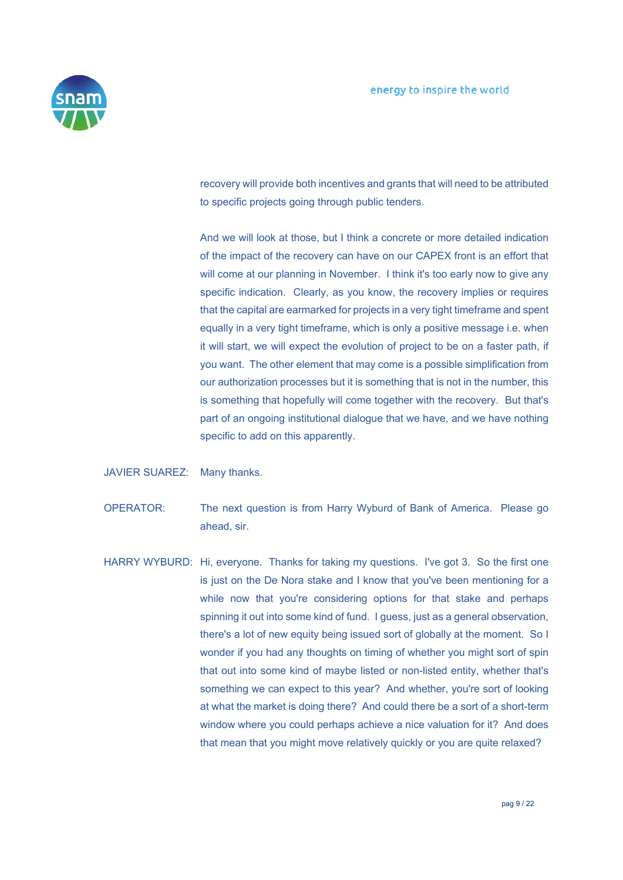recovery will provide both incentives and grants that will need to be attributed to specific projects going through public tenders.

And we will look at those, but I think a concrete or more detailed indication of the impact of the recovery can have on our CAPEX front is an effort that will come at our planning in November. I think it's too early now to give any specific indication. Clearly, as you know, the recovery implies or requires that the capital are earmarked for projects in a very tight timeframe and spent equally in a very tight timeframe, which is only a positive message i.e. when it will start, we will expect the evolution of project to be on a faster path, if you want. The other element that may come is a possible simplification from our authorization processes but it is something that is not in the number, this is something that hopefully will come together with the recovery. But that's part of an ongoing institutional dialogue that we have, and we have nothing specific to add on this apparently.

JAVIER SUAREZ: Many thanks.

OPERATOR: The next question is from Harry Wyburd of Bank of America. Please go ahead, sir.

HARRY WYBURD: Hi, everyone. Thanks for taking my questions. I've got 3. So the first one is just on the De Nora stake and I know that you've been mentioning for a while now that you're considering options for that stake and perhaps spinning it out into some kind of fund. I guess, just as a general observation, there's a lot of new equity being issued sort of globally at the moment. So I wonder if you had any thoughts on timing of whether you might sort of spin that out into some kind of maybe listed or non-listed entity, whether that's something we can expect to this year? And whether, you're sort of looking at what the market is doing there? And could there be a sort of a short-term window where you could perhaps achieve a nice valuation for it? And does that mean that you might move relatively quickly or you are quite relaxed?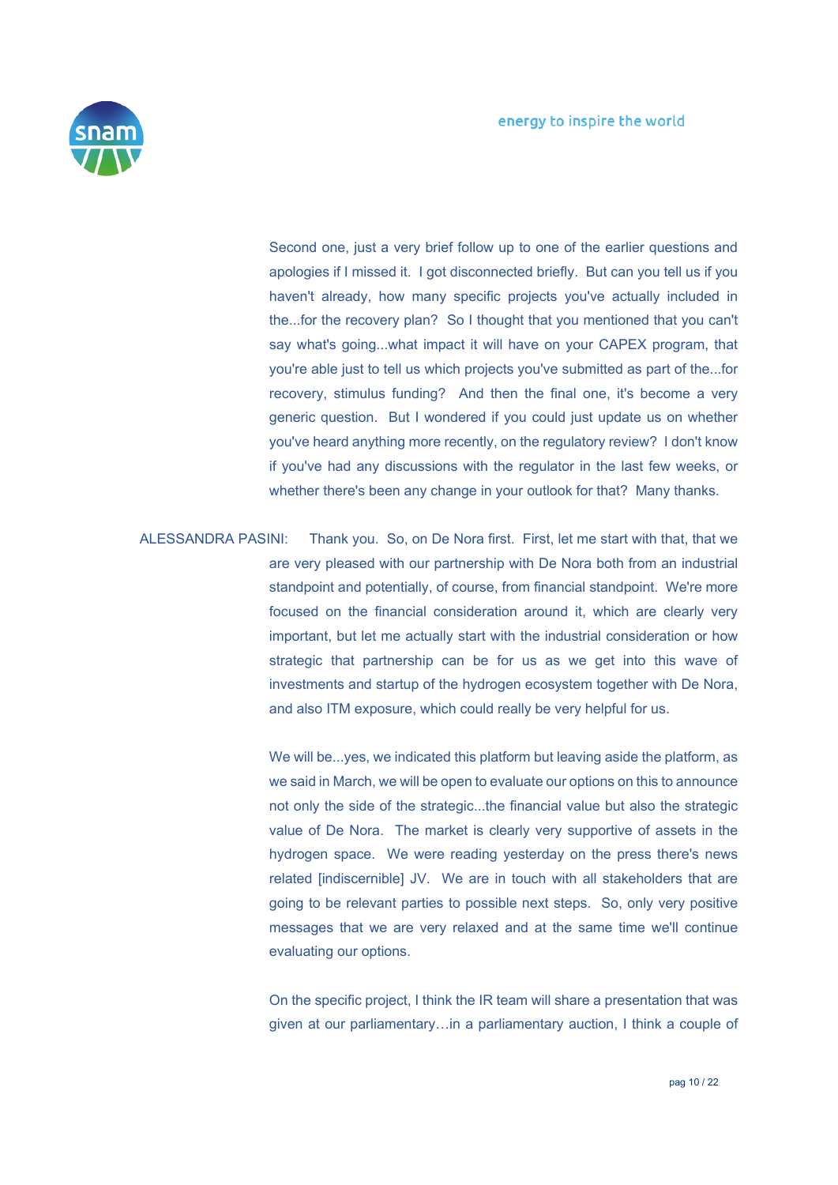Second one, just a very brief follow up to one of the earlier questions and apologies if I missed it. I got disconnected briefly. But can you tell us if you haven't already, how many specific projects you've actually included in the...for the recovery plan? So I thought that you mentioned that you can't say what's going...what impact it will have on your CAPEX program, that you're able just to tell us which projects you've submitted as part of the...for recovery, stimulus funding? And then the final one, it's become a very generic question. But I wondered if you could just update us on whether you've heard anything more recently, on the regulatory review? I don't know if you've had any discussions with the regulator in the last few weeks, or whether there's been any change in your outlook for that? Many thanks.

ALESSANDRA PASINI: Thank you. So, on De Nora first. First, let me start with that, that we are very pleased with our partnership with De Nora both from an industrial standpoint and potentially, of course, from financial standpoint. We're more focused on the financial consideration around it, which are clearly very important, but let me actually start with the industrial consideration or how strategic that partnership can be for us as we get into this wave of investments and startup of the hydrogen ecosystem together with De Nora, and also ITM exposure, which could really be very helpful for us.

We will be...yes, we indicated this platform but leaving aside the platform, as we said in March, we will be open to evaluate our options on this to announce not only the side of the strategic...the financial value but also the strategic value of De Nora. The market is clearly very supportive of assets in the hydrogen space. We were reading yesterday on the press there's news related [indiscernible] JV. We are in touch with all stakeholders that are going to be relevant parties to possible next steps. So, only very positive messages that we are very relaxed and at the same time we'll continue evaluating our options.

On the specific project, I think the IR team will share a presentation that was given at our parliamentary…in a parliamentary auction, I think a couple of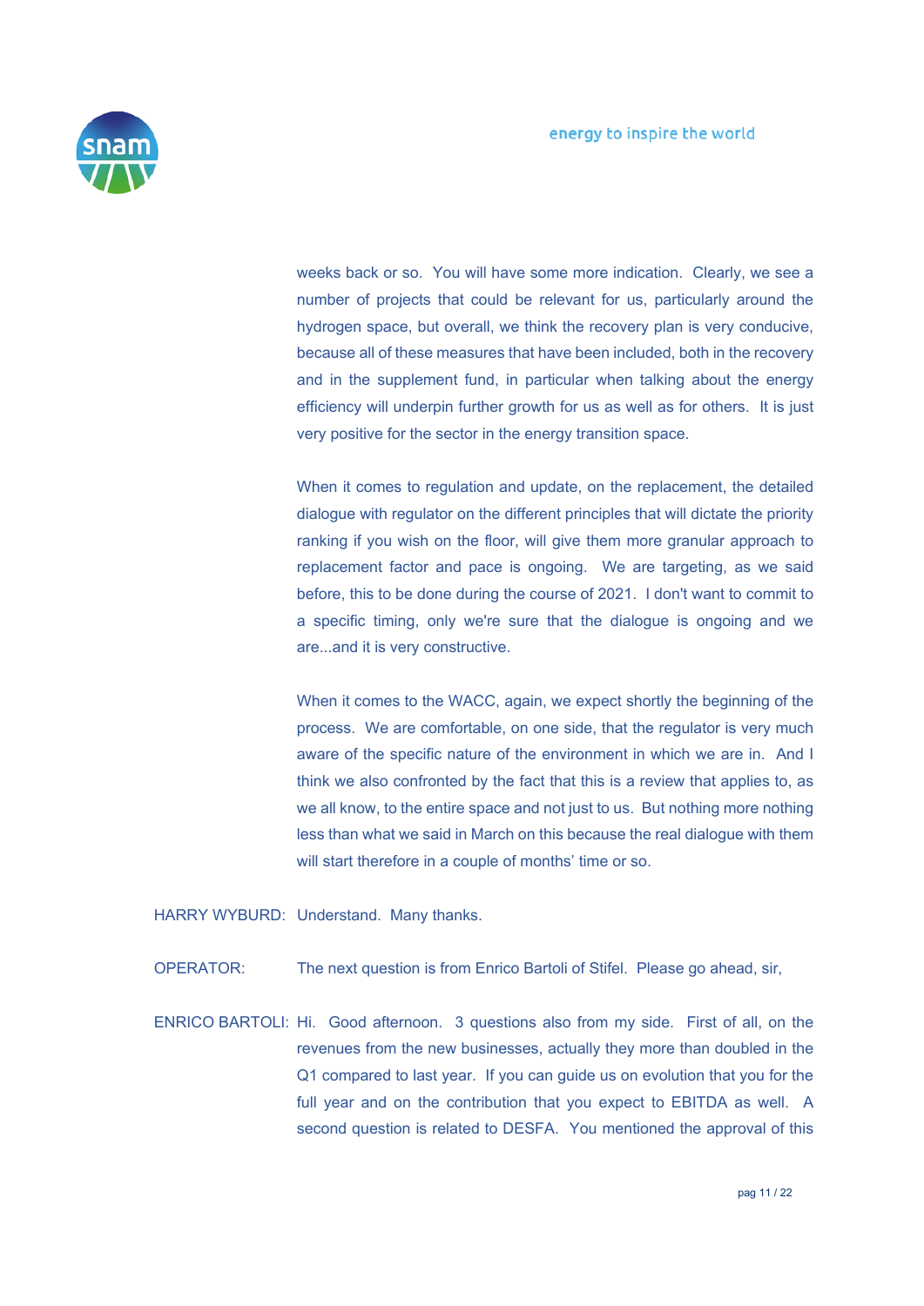weeks back or so. You will have some more indication. Clearly, we see a number of projects that could be relevant for us, particularly around the hydrogen space, but overall, we think the recovery plan is very conducive, because all of these measures that have been included, both in the recovery and in the supplement fund, in particular when talking about the energy efficiency will underpin further growth for us as well as for others. It is just very positive for the sector in the energy transition space.

When it comes to regulation and update, on the replacement, the detailed dialogue with regulator on the different principles that will dictate the priority ranking if you wish on the floor, will give them more granular approach to replacement factor and pace is ongoing. We are targeting, as we said before, this to be done during the course of 2021. I don't want to commit to a specific timing, only we're sure that the dialogue is ongoing and we are...and it is very constructive.

When it comes to the WACC, again, we expect shortly the beginning of the process. We are comfortable, on one side, that the regulator is very much aware of the specific nature of the environment in which we are in. And I think we also confronted by the fact that this is a review that applies to, as we all know, to the entire space and not just to us. But nothing more nothing less than what we said in March on this because the real dialogue with them will start therefore in a couple of months' time or so.

HARRY WYBURD: Understand. Many thanks.

OPERATOR: The next question is from Enrico Bartoli of Stifel. Please go ahead, sir,

ENRICO BARTOLI: Hi. Good afternoon. 3 questions also from my side. First of all, on the revenues from the new businesses, actually they more than doubled in the Q1 compared to last year. If you can guide us on evolution that you for the full year and on the contribution that you expect to EBITDA as well. A second question is related to DESFA. You mentioned the approval of this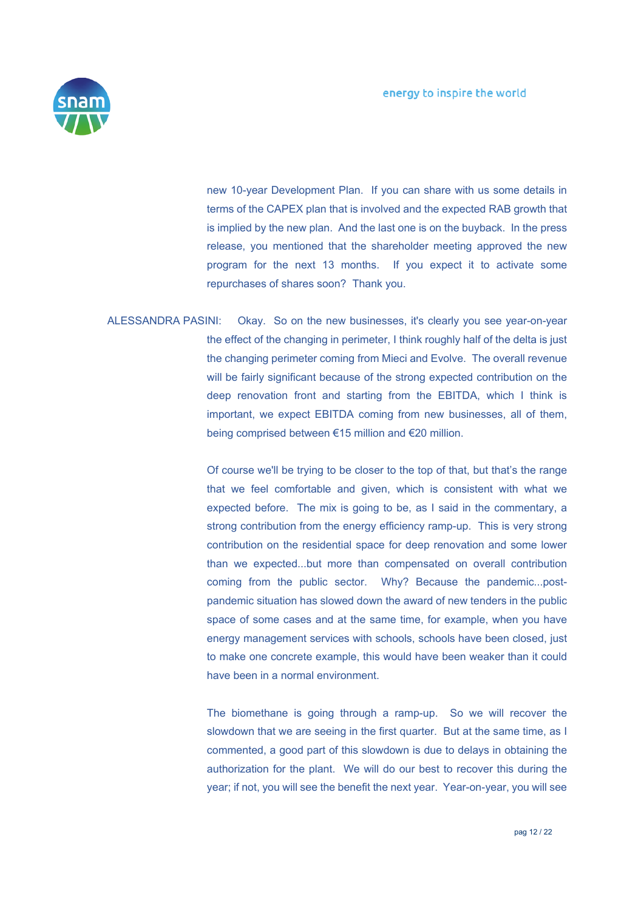new 10-year Development Plan. If you can share with us some details in terms of the CAPEX plan that is involved and the expected RAB growth that is implied by the new plan. And the last one is on the buyback. In the press release, you mentioned that the shareholder meeting approved the new program for the next 13 months. If you expect it to activate some repurchases of shares soon? Thank you.

ALESSANDRA PASINI: Okay. So on the new businesses, it's clearly you see year-on-year the effect of the changing in perimeter, I think roughly half of the delta is just the changing perimeter coming from Mieci and Evolve. The overall revenue will be fairly significant because of the strong expected contribution on the deep renovation front and starting from the EBITDA, which I think is important, we expect EBITDA coming from new businesses, all of them, being comprised between €15 million and €20 million.

Of course we'll be trying to be closer to the top of that, but that's the range that we feel comfortable and given, which is consistent with what we expected before. The mix is going to be, as I said in the commentary, a strong contribution from the energy efficiency ramp-up. This is very strong contribution on the residential space for deep renovation and some lower than we expected...but more than compensated on overall contribution coming from the public sector. Why? Because the pandemic...post-pandemic situation has slowed down the award of new tenders in the public space of some cases and at the same time, for example, when you have energy management services with schools, schools have been closed, just to make one concrete example, this would have been weaker than it could have been in a normal environment.

The biomethane is going through a ramp-up. So we will recover the slowdown that we are seeing in the first quarter. But at the same time, as I commented, a good part of this slowdown is due to delays in obtaining the authorization for the plant. We will do our best to recover this during the year; if not, you will see the benefit the next year. Year-on-year, you will see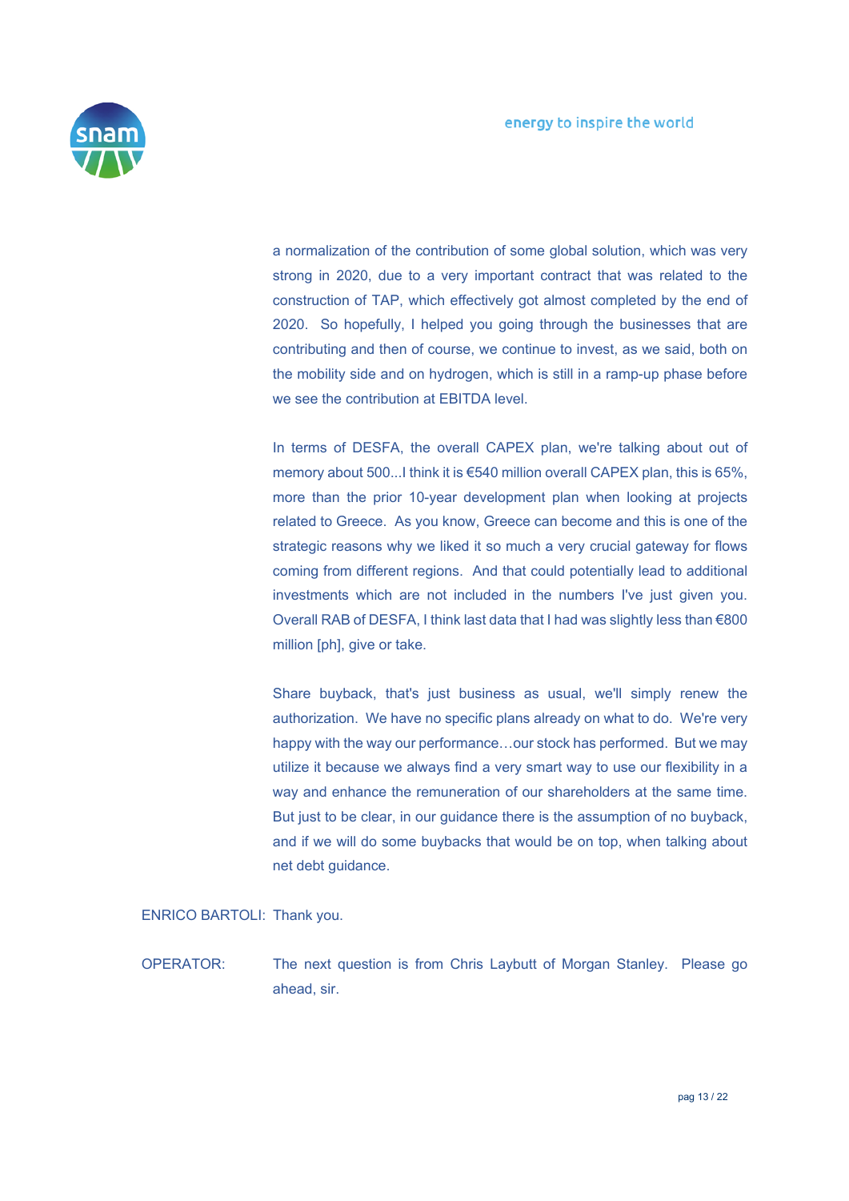a normalization of the contribution of some global solution, which was very strong in 2020, due to a very important contract that was related to the construction of TAP, which effectively got almost completed by the end of 2020. So hopefully, I helped you going through the businesses that are contributing and then of course, we continue to invest, as we said, both on the mobility side and on hydrogen, which is still in a ramp-up phase before we see the contribution at EBITDA level.

In terms of DESFA, the overall CAPEX plan, we're talking about out of memory about 500...I think it is €540 million overall CAPEX plan, this is 65%, more than the prior 10-year development plan when looking at projects related to Greece. As you know, Greece can become and this is one of the strategic reasons why we liked it so much a very crucial gateway for flows coming from different regions. And that could potentially lead to additional investments which are not included in the numbers I've just given you. Overall RAB of DESFA, I think last data that I had was slightly less than €800 million [ph], give or take.

Share buyback, that's just business as usual, we'll simply renew the authorization. We have no specific plans already on what to do. We're very happy with the way our performance…our stock has performed. But we may utilize it because we always find a very smart way to use our flexibility in a way and enhance the remuneration of our shareholders at the same time. But just to be clear, in our guidance there is the assumption of no buyback, and if we will do some buybacks that would be on top, when talking about net debt guidance.

ENRICO BARTOLI: Thank you.

OPERATOR: The next question is from Chris Laybutt of Morgan Stanley. Please go ahead, sir.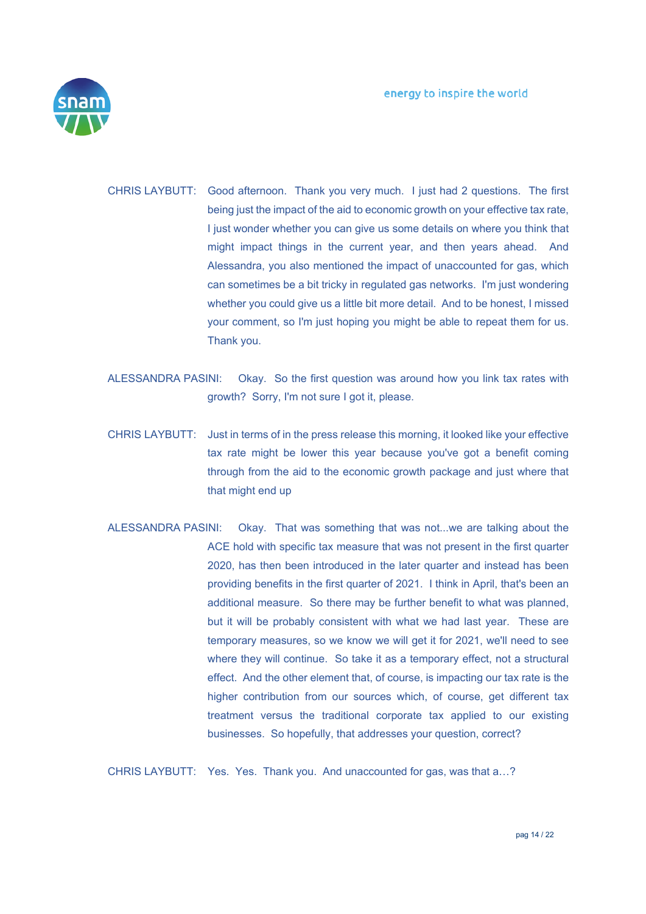CHRIS LAYBUTT: Good afternoon. Thank you very much. I just had 2 questions. The first being just the impact of the aid to economic growth on your effective tax rate, I just wonder whether you can give us some details on where you think that might impact things in the current year, and then years ahead. And Alessandra, you also mentioned the impact of unaccounted for gas, which can sometimes be a bit tricky in regulated gas networks. I'm just wondering whether you could give us a little bit more detail. And to be honest, I missed your comment, so I'm just hoping you might be able to repeat them for us. Thank you.

ALESSANDRA PASINI: Okay. So the first question was around how you link tax rates with growth? Sorry, I'm not sure I got it, please.

CHRIS LAYBUTT: Just in terms of in the press release this morning, it looked like your effective tax rate might be lower this year because you've got a benefit coming through from the aid to the economic growth package and just where that that might end up

ALESSANDRA PASINI: Okay. That was something that was not...we are talking about the ACE hold with specific tax measure that was not present in the first quarter 2020, has then been introduced in the later quarter and instead has been providing benefits in the first quarter of 2021. I think in April, that's been an additional measure. So there may be further benefit to what was planned, but it will be probably consistent with what we had last year. These are temporary measures, so we know we will get it for 2021, we'll need to see where they will continue. So take it as a temporary effect, not a structural effect. And the other element that, of course, is impacting our tax rate is the higher contribution from our sources which, of course, get different tax treatment versus the traditional corporate tax applied to our existing businesses. So hopefully, that addresses your question, correct?

CHRIS LAYBUTT: Yes. Yes. Thank you. And unaccounted for gas, was that a…?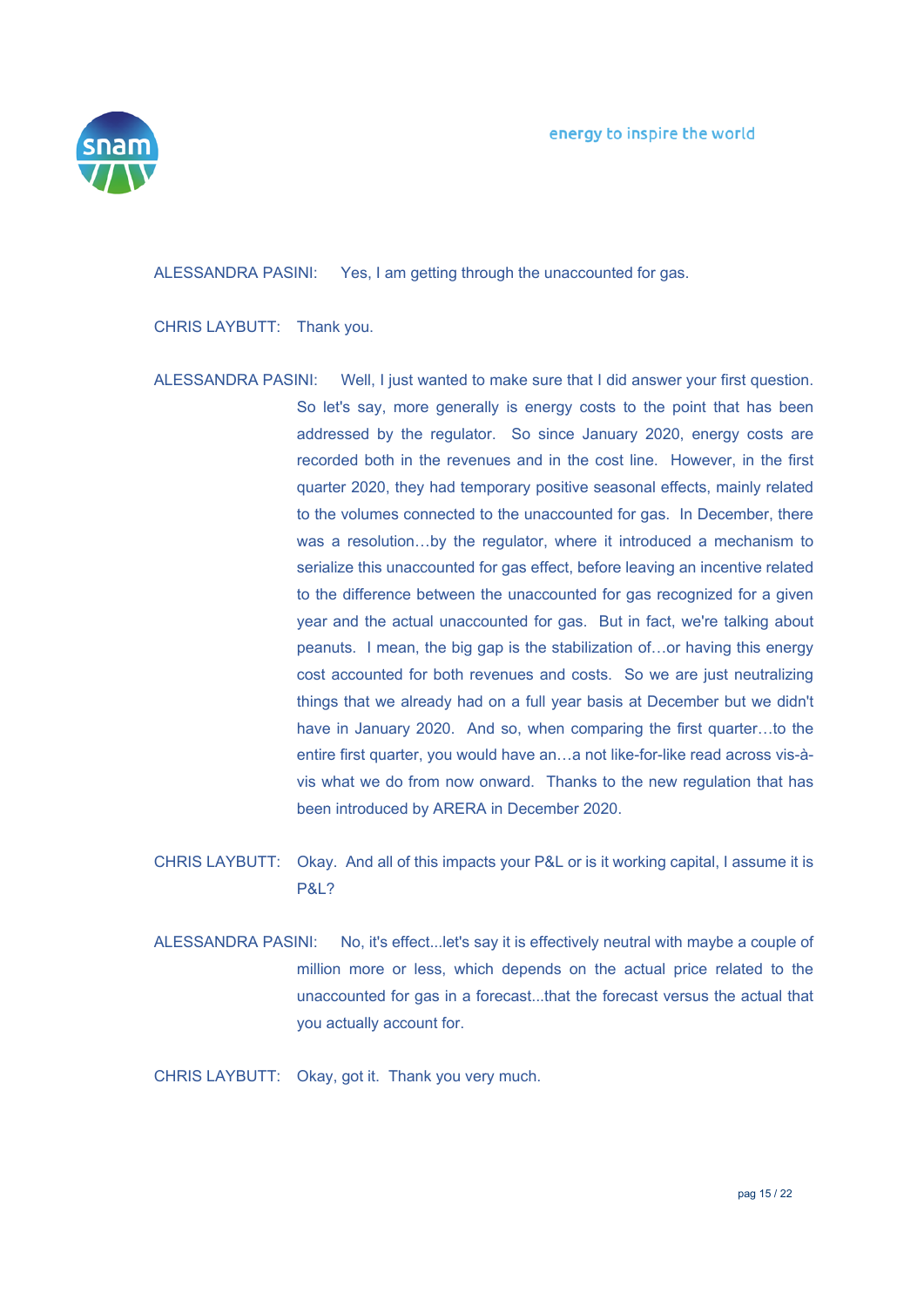ALESSANDRA PASINI: Yes, I am getting through the unaccounted for gas.

CHRIS LAYBUTT: Thank you.

ALESSANDRA PASINI: Well, I just wanted to make sure that I did answer your first question. So let's say, more generally is energy costs to the point that has been addressed by the regulator. So since January 2020, energy costs are recorded both in the revenues and in the cost line. However, in the first quarter 2020, they had temporary positive seasonal effects, mainly related to the volumes connected to the unaccounted for gas. In December, there was a resolution…by the regulator, where it introduced a mechanism to serialize this unaccounted for gas effect, before leaving an incentive related to the difference between the unaccounted for gas recognized for a given year and the actual unaccounted for gas. But in fact, we're talking about peanuts. I mean, the big gap is the stabilization of…or having this energy cost accounted for both revenues and costs. So we are just neutralizing things that we already had on a full year basis at December but we didn't have in January 2020. And so, when comparing the first quarter…to the entire first quarter, you would have an…a not like-for-like read across vis-à-vis what we do from now onward. Thanks to the new regulation that has been introduced by ARERA in December 2020.

CHRIS LAYBUTT: Okay. And all of this impacts your P&L or is it working capital, I assume it is P&L?

ALESSANDRA PASINI: No, it's effect...let's say it is effectively neutral with maybe a couple of million more or less, which depends on the actual price related to the unaccounted for gas in a forecast...that the forecast versus the actual that you actually account for.

CHRIS LAYBUTT: Okay, got it. Thank you very much.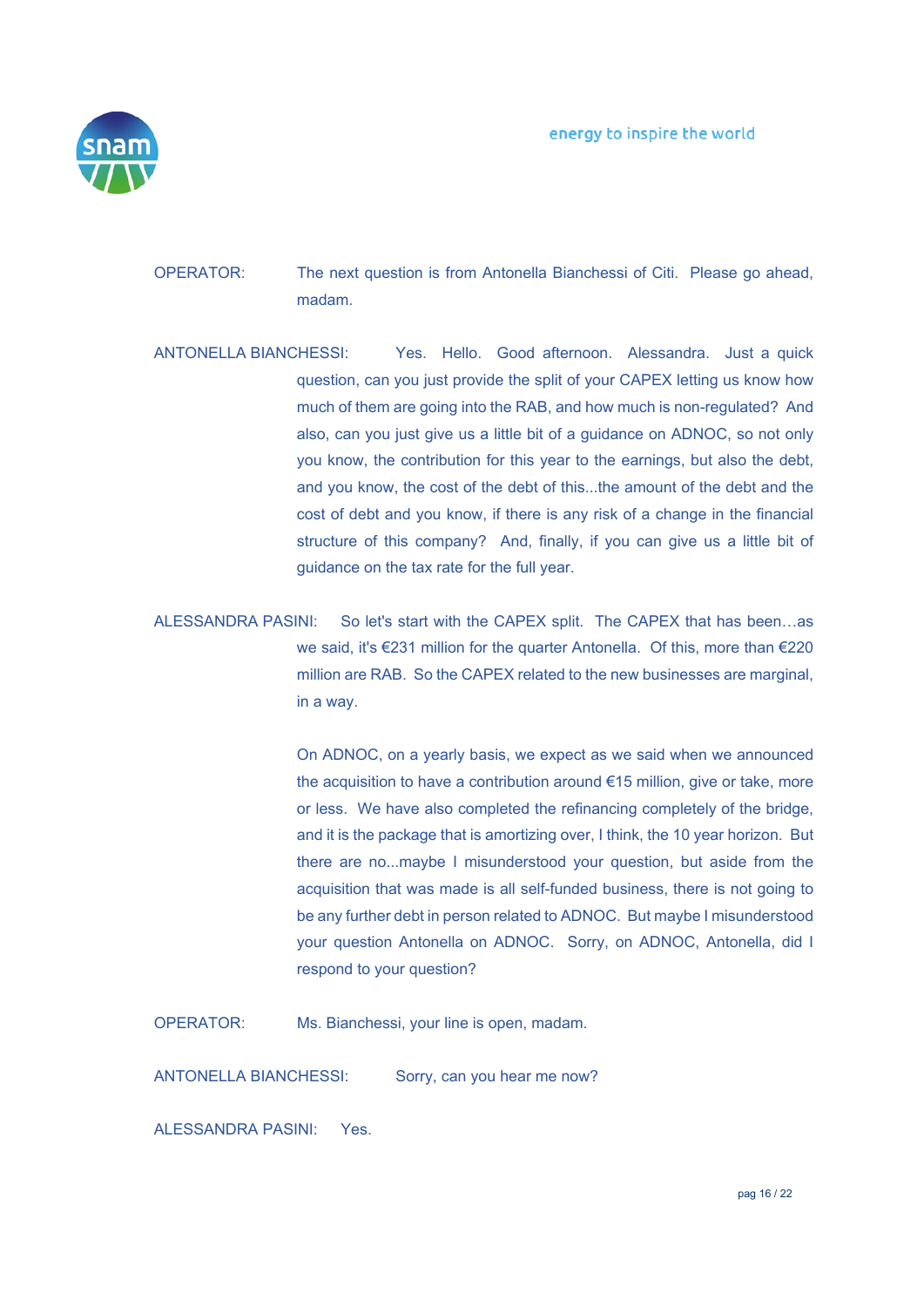OPERATOR: The next question is from Antonella Bianchessi of Citi. Please go ahead, madam.

ANTONELLA BIANCHESSI: Yes. Hello. Good afternoon. Alessandra. Just a quick question, can you just provide the split of your CAPEX letting us know how much of them are going into the RAB, and how much is non-regulated? And also, can you just give us a little bit of a guidance on ADNOC, so not only you know, the contribution for this year to the earnings, but also the debt, and you know, the cost of the debt of this...the amount of the debt and the cost of debt and you know, if there is any risk of a change in the financial structure of this company? And, finally, if you can give us a little bit of guidance on the tax rate for the full year.

ALESSANDRA PASINI: So let's start with the CAPEX split. The CAPEX that has been…as we said, it's €231 million for the quarter Antonella. Of this, more than €220 million are RAB. So the CAPEX related to the new businesses are marginal, in a way.

On ADNOC, on a yearly basis, we expect as we said when we announced the acquisition to have a contribution around €15 million, give or take, more or less. We have also completed the refinancing completely of the bridge, and it is the package that is amortizing over, I think, the 10 year horizon. But there are no...maybe I misunderstood your question, but aside from the acquisition that was made is all self-funded business, there is not going to be any further debt in person related to ADNOC. But maybe I misunderstood your question Antonella on ADNOC. Sorry, on ADNOC, Antonella, did I respond to your question?

OPERATOR: Ms. Bianchessi, your line is open, madam.

ANTONELLA BIANCHESSI: Sorry, can you hear me now?

ALESSANDRA PASINI: Yes.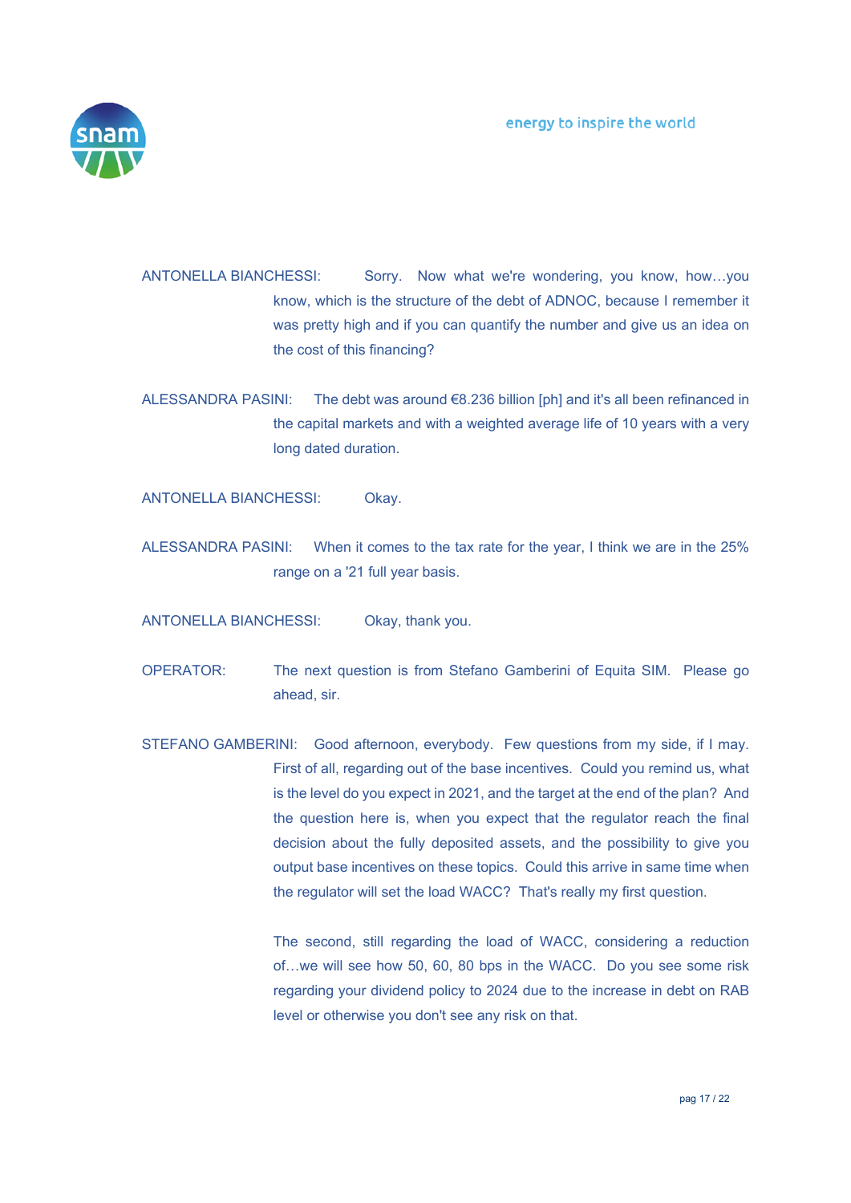ANTONELLA BIANCHESSI: Sorry. Now what we're wondering, you know, how…you know, which is the structure of the debt of ADNOC, because I remember it was pretty high and if you can quantify the number and give us an idea on the cost of this financing?

ALESSANDRA PASINI: The debt was around €8.236 billion [ph] and it's all been refinanced in the capital markets and with a weighted average life of 10 years with a very long dated duration.

ANTONELLA BIANCHESSI: Okay.

ALESSANDRA PASINI: When it comes to the tax rate for the year, I think we are in the 25% range on a '21 full year basis.

ANTONELLA BIANCHESSI: Okay, thank you.

OPERATOR: The next question is from Stefano Gamberini of Equita SIM. Please go ahead, sir.

STEFANO GAMBERINI: Good afternoon, everybody. Few questions from my side, if I may. First of all, regarding out of the base incentives. Could you remind us, what is the level do you expect in 2021, and the target at the end of the plan? And the question here is, when you expect that the regulator reach the final decision about the fully deposited assets, and the possibility to give you output base incentives on these topics. Could this arrive in same time when the regulator will set the load WACC? That's really my first question.

The second, still regarding the load of WACC, considering a reduction of…we will see how 50, 60, 80 bps in the WACC. Do you see some risk regarding your dividend policy to 2024 due to the increase in debt on RAB level or otherwise you don't see any risk on that.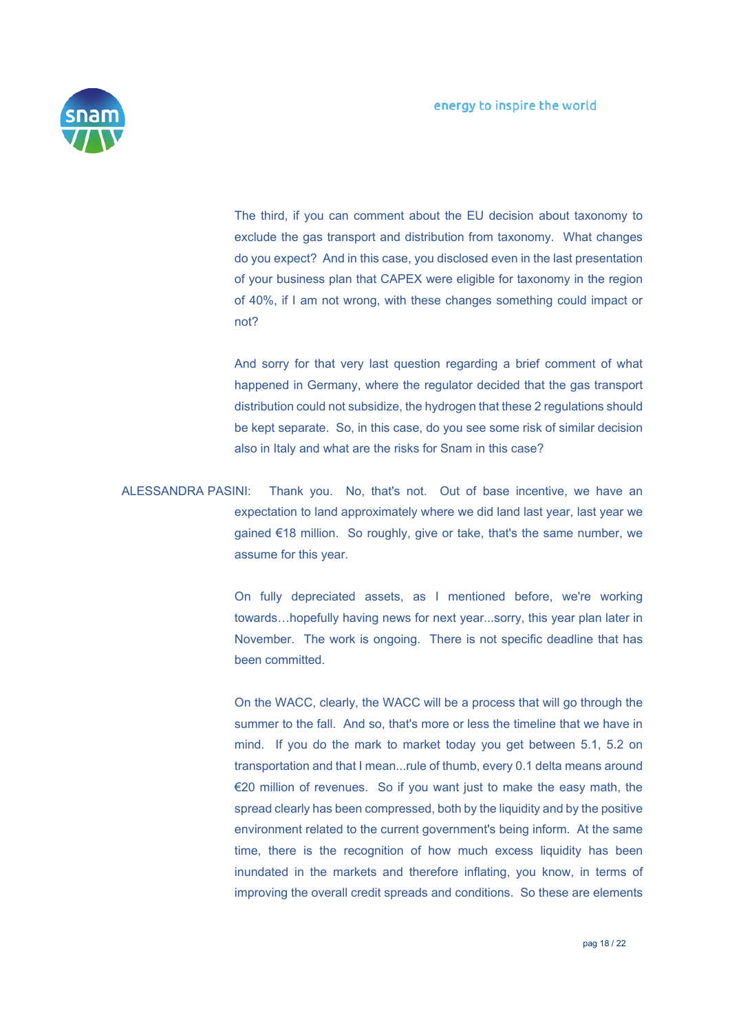The third, if you can comment about the EU decision about taxonomy to exclude the gas transport and distribution from taxonomy. What changes do you expect? And in this case, you disclosed even in the last presentation of your business plan that CAPEX were eligible for taxonomy in the region of 40%, if I am not wrong, with these changes something could impact or not?

And sorry for that very last question regarding a brief comment of what happened in Germany, where the regulator decided that the gas transport distribution could not subsidize, the hydrogen that these 2 regulations should be kept separate. So, in this case, do you see some risk of similar decision also in Italy and what are the risks for Snam in this case?

ALESSANDRA PASINI: Thank you. No, that's not. Out of base incentive, we have an expectation to land approximately where we did land last year, last year we gained €18 million. So roughly, give or take, that's the same number, we assume for this year.

On fully depreciated assets, as I mentioned before, we're working towards…hopefully having news for next year...sorry, this year plan later in November. The work is ongoing. There is not specific deadline that has been committed.

On the WACC, clearly, the WACC will be a process that will go through the summer to the fall. And so, that's more or less the timeline that we have in mind. If you do the mark to market today you get between 5.1, 5.2 on transportation and that I mean...rule of thumb, every 0.1 delta means around €20 million of revenues. So if you want just to make the easy math, the spread clearly has been compressed, both by the liquidity and by the positive environment related to the current government's being inform. At the same time, there is the recognition of how much excess liquidity has been inundated in the markets and therefore inflating, you know, in terms of improving the overall credit spreads and conditions. So these are elements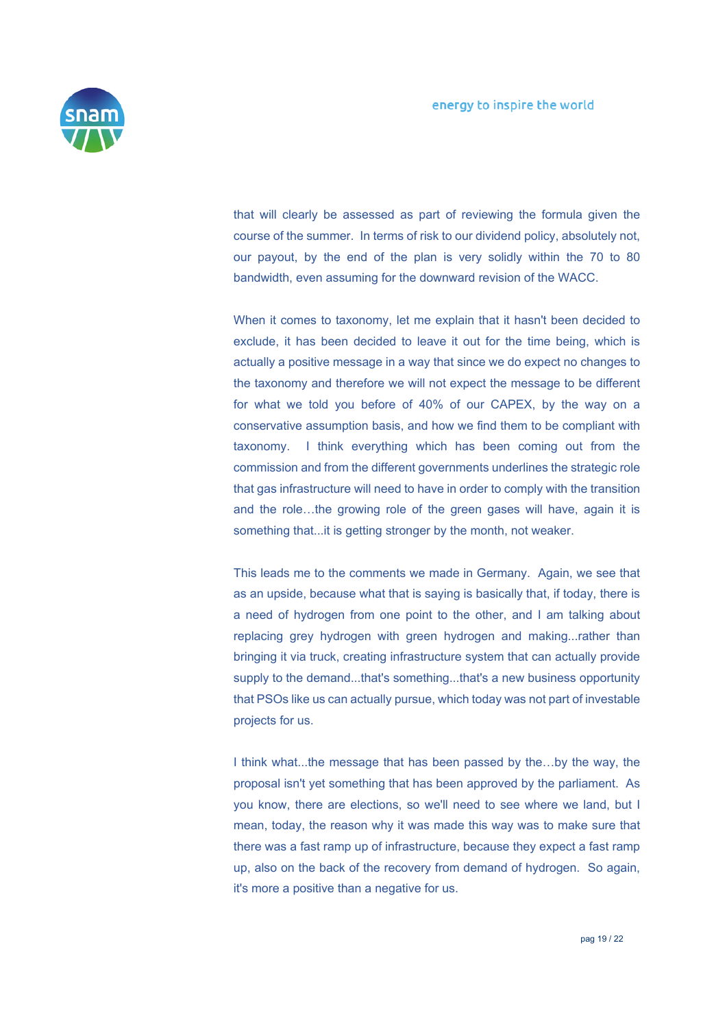that will clearly be assessed as part of reviewing the formula given the course of the summer. In terms of risk to our dividend policy, absolutely not, our payout, by the end of the plan is very solidly within the 70 to 80 bandwidth, even assuming for the downward revision of the WACC.

When it comes to taxonomy, let me explain that it hasn't been decided to exclude, it has been decided to leave it out for the time being, which is actually a positive message in a way that since we do expect no changes to the taxonomy and therefore we will not expect the message to be different for what we told you before of 40% of our CAPEX, by the way on a conservative assumption basis, and how we find them to be compliant with taxonomy. I think everything which has coming out from the commission and from the different governments underlines the strategic role that gas infrastructure will need to have in order to comply with the transition and the role…the growing role of the green gases will have, again it is something that...it is getting stronger by the month, not weaker.

This leads me to the comments we made in Germany. Again, we see that as an upside, because what that is saying is basically that, if today, there is a need of hydrogen from one point to the other, and I am talking about replacing grey hydrogen with green hydrogen and making...rather than bringing it via truck, creating infrastructure system that can actually provide supply to the demand...that's something...that's a new business opportunity that PSOs like us can actually pursue, which today was not part of investable projects for us.

I think what...the message that has been passed by the…by the way, the proposal isn't yet something that has been approved by the parliament. As you know, there are elections, so we'll need to see where we land, but I mean, today, the reason why it was made this way was to make sure that there was a fast ramp up of infrastructure, because they expect a fast ramp up, also on the back of the recovery from demand of hydrogen. So again, it's more a positive than a negative for us.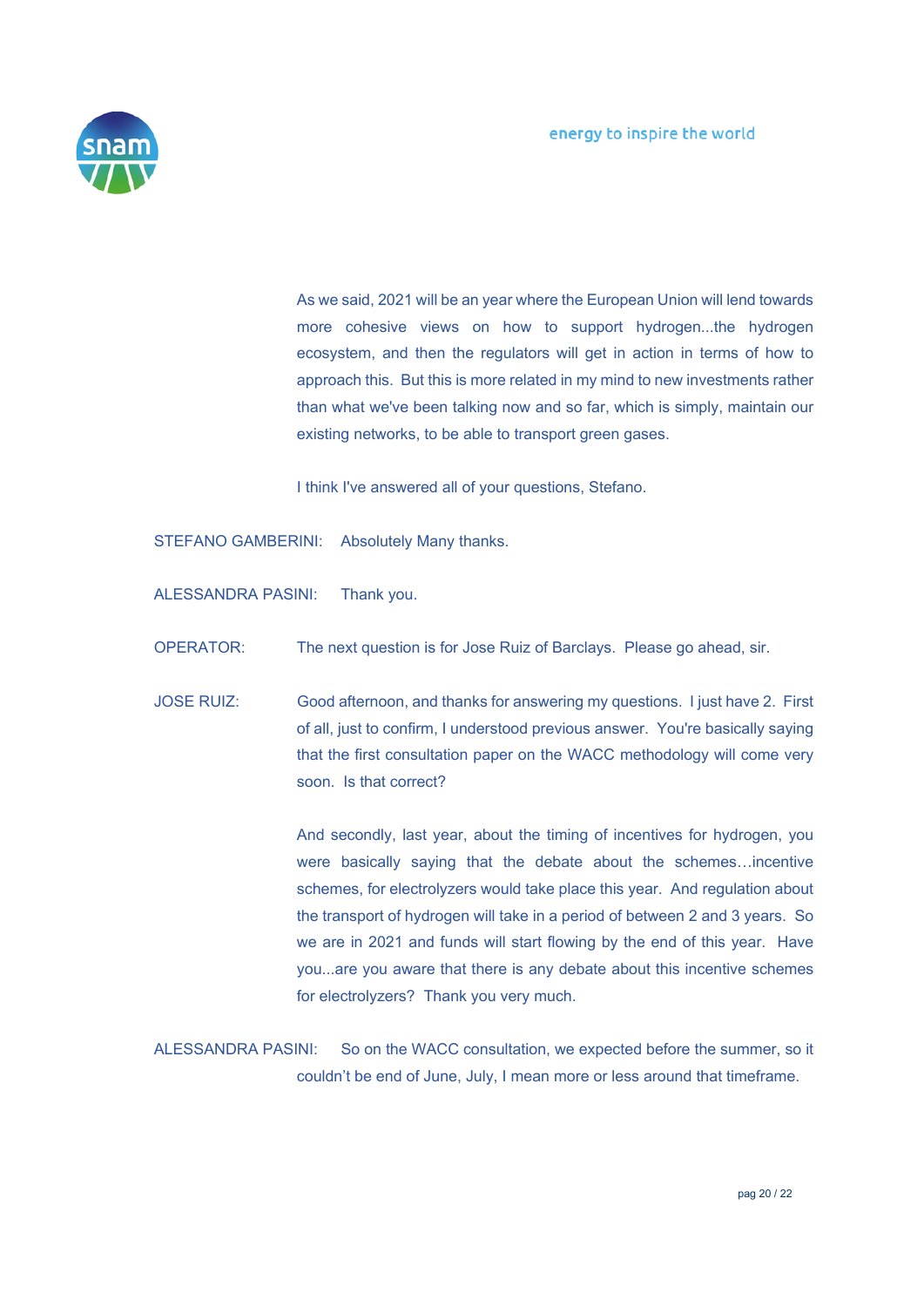As we said, 2021 will be an year where the European Union will lend towards more cohesive views on how to support hydrogen...the hydrogen ecosystem, and then the regulators will get in action in terms of how to approach this. But this is more related in my mind to new investments rather than what we've been talking now and so far, which is simply, maintain our existing networks, to be able to transport green gases.

I think I've answered all of your questions, Stefano.

STEFANO GAMBERINI: Absolutely Many thanks.

ALESSANDRA PASINI: Thank you.

OPERATOR: The next question is for Jose Ruiz of Barclays. Please go ahead, sir.

JOSE RUIZ: Good afternoon, and thanks for answering my questions. I just have 2. First of all, just to confirm, I understood previous answer. You're basically saying that the first consultation paper on the WACC methodology will come very soon. Is that correct?

And secondly, last year, about the timing of incentives for hydrogen, you were basically saying that the debate about the schemes…incentive schemes, for electrolyzers would take place this year. And regulation about the transport of hydrogen will take in a period of between 2 and 3 years. So we are in 2021 and funds will start flowing by the end of this year. Have you...are you aware that there is any debate about this incentive schemes for electrolyzers? Thank you very much.

ALESSANDRA PASINI: So on the WACC consultation, we expected before the summer, so it couldn't be end of June, July, I mean more or less around that timeframe.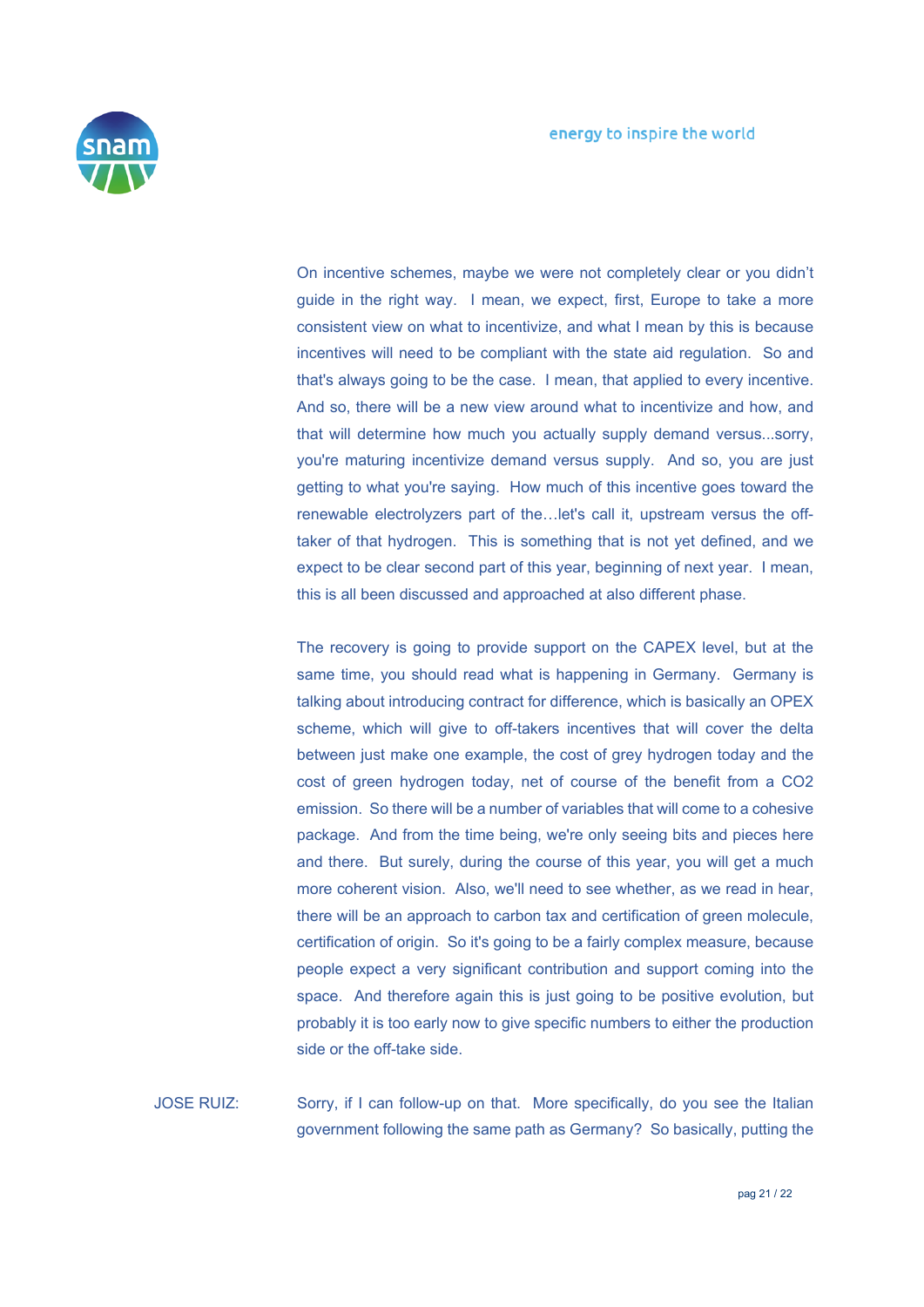On incentive schemes, maybe we were not completely clear or you didn't guide in the right way. I mean, we expect, first, Europe to take a more consistent view on what to incentivize, and what I mean by this is because incentives will need to be compliant with the state aid regulation. So and that's always going to be the case. I mean, that applied to every incentive. And so, there will be a new view around what to incentivize and how, and that will determine how much you actually supply demand versus...sorry, you're maturing incentivize demand versus supply. And so, you are just getting to what you're saying. How much of this incentive goes toward the renewable electrolyzers part of the…let's call it, upstream versus the off-taker of that hydrogen. This is something that is not yet defined, and we expect to be clear second part of this year, beginning of next year. I mean, this is all been discussed and approached at also different phase.

The recovery is going to provide support on the CAPEX level, but at the same time, you should read what is happening in Germany. Germany is talking about introducing contract for difference, which is basically an OPEX scheme, which will give to off-takers incentives that will cover the delta between just make one example, the cost of grey hydrogen today and the cost of green hydrogen today, net of course of the benefit from a CO2 emission. So there will be a number of variables that will come to a cohesive package. And from the time being, we're only seeing bits and pieces here and there. But surely, during the course of this year, you will get a much more coherent vision. Also, we'll need to see whether, as we read in hear, there will be an approach to carbon tax and certification of green molecule, certification of origin. So it's going to be a fairly complex measure, because people expect a very significant contribution and support coming into the space. And therefore again this is just going to be positive evolution, but probably it is too early now to give specific numbers to either the production side or the off-take side.

JOSE RUIZ: Sorry, if I can follow-up on that. More specifically, do you see the Italian government following the same path as Germany? So basically, putting the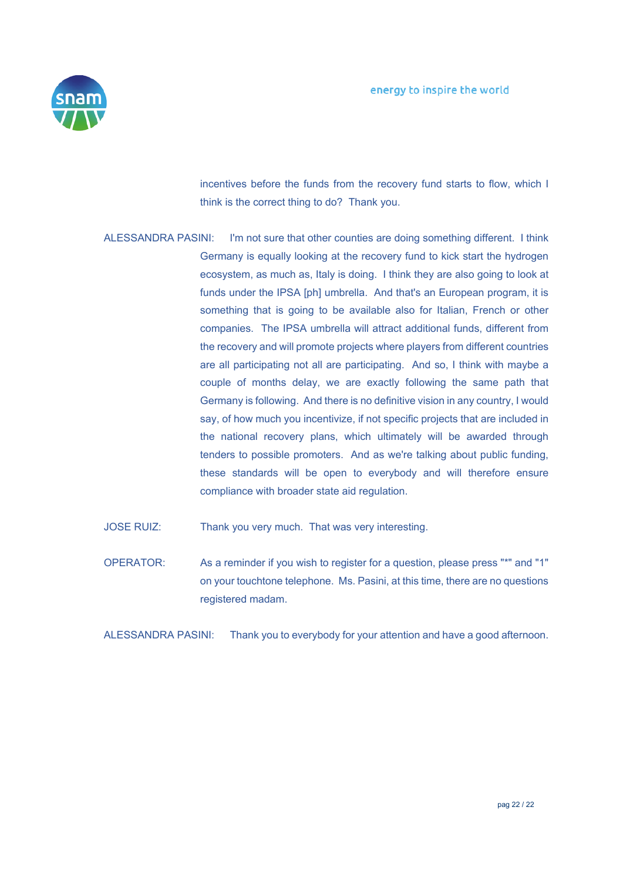incentives before the funds from the recovery fund starts to flow, which I think is the correct thing to do? Thank you.

ALESSANDRA PASINI: I'm not sure that other counties are doing something different. I think Germany is equally looking at the recovery fund to kick start the hydrogen ecosystem, as much as, Italy is doing. I think they are also going to look at funds under the IPSA [ph] umbrella. And that's an European program, it is something that is going to be available also for Italian, French or other companies. The IPSA umbrella will attract additional funds, different from the recovery and will promote projects where players from different countries are all participating not all are participating. And so, I think with maybe a couple of months delay, we are exactly following the same path that Germany is following. And there is no definitive vision in any country, I would say, of how much you incentivize, if not specific projects that are included in the national recovery plans, which ultimately will be awarded through tenders to possible promoters. And as we're talking about public funding, these standards will be open to everybody and will therefore ensure compliance with broader state aid regulation.

JOSE RUIZ: Thank you very much. That was very interesting.

OPERATOR: As a reminder if you wish to register for a question, please press "*" and "1" on your touchtone telephone. Ms. Pasini, at this time, there are no questions registered madam.

ALESSANDRA PASINI: Thank you to everybody for your attention and have a good afternoon.